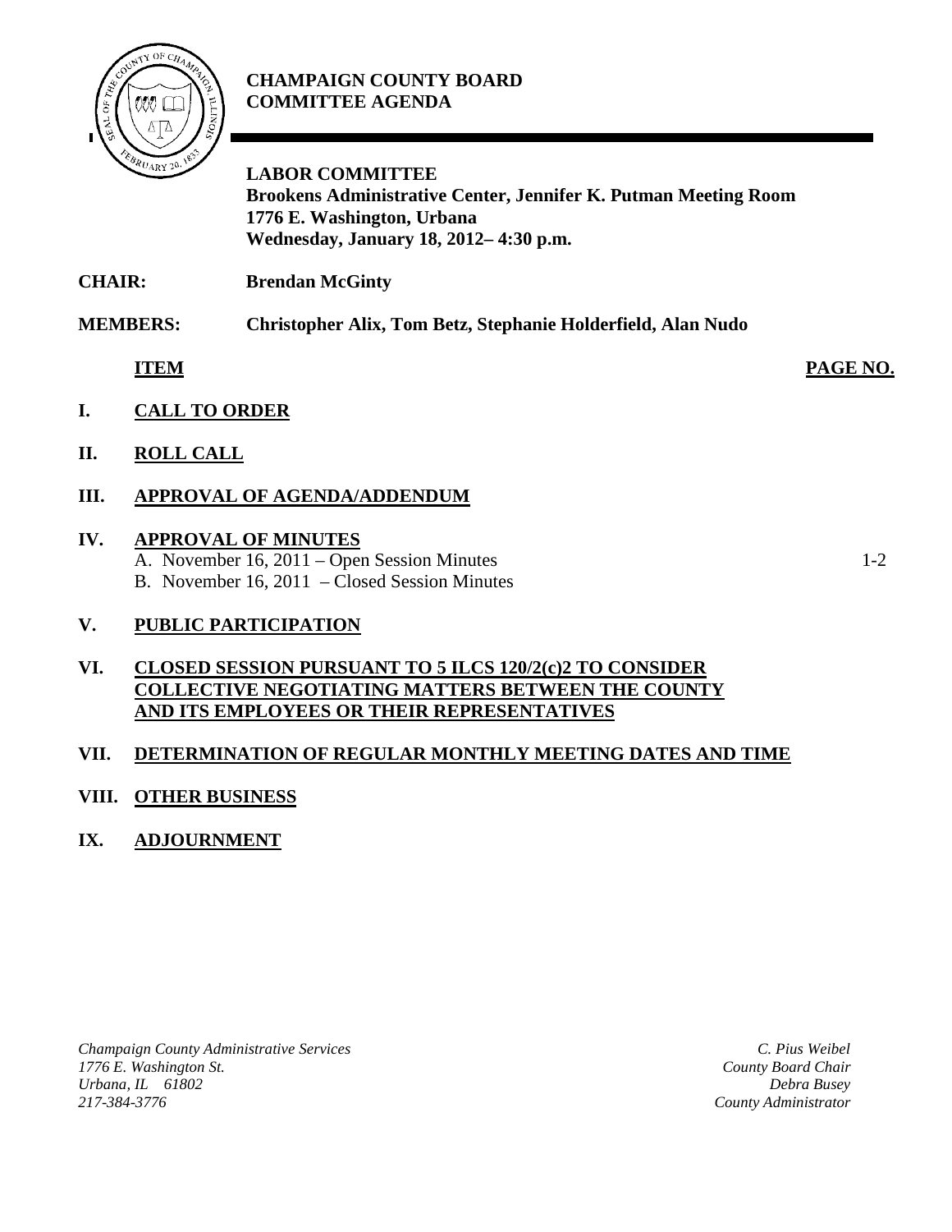**CHAMPAIGN COUNTY BOARD**
**COMMITTEE AGENDA**

**LABOR COMMITTEE**
**Brookens Administrative Center, Jennifer K. Putman Meeting Room**
**1776 E. Washington, Urbana**
**Wednesday, January 18, 2012– 4:30 p.m.**

**CHAIR:** **Brendan McGinty**

**MEMBERS:** **Christopher Alix, Tom Betz, Stephanie Holderfield, Alan Nudo**

| **ITEM** | **PAGE NO.** |
|---|---|
| **I. CALL TO ORDER** | |
| **II. ROLL CALL** | |
| **III. APPROVAL OF AGENDA/ADDENDUM** | |
| **IV. APPROVAL OF MINUTES** | |
| A. November 16, 2011 – Open Session Minutes | 1-2 |
| B. November 16, 2011 – Closed Session Minutes | |
| **V. PUBLIC PARTICIPATION** | |
| **VI. CLOSED SESSION PURSUANT TO 5 ILCS 120/2(c)2 TO CONSIDER COLLECTIVE NEGOTIATING MATTERS BETWEEN THE COUNTY AND ITS EMPLOYEES OR THEIR REPRESENTATIVES** | |
| **VII. DETERMINATION OF REGULAR MONTHLY MEETING DATES AND TIME** | |
| **VIII. OTHER BUSINESS** | |
| **IX. ADJOURNMENT** | |

*Champaign County Administrative Services*
*1776 E. Washington St.*
*Urbana, IL 61802*
*217-384-3776*

*C. Pius Weibel*
*County Board Chair*
*Debra Busey*
*County Administrator*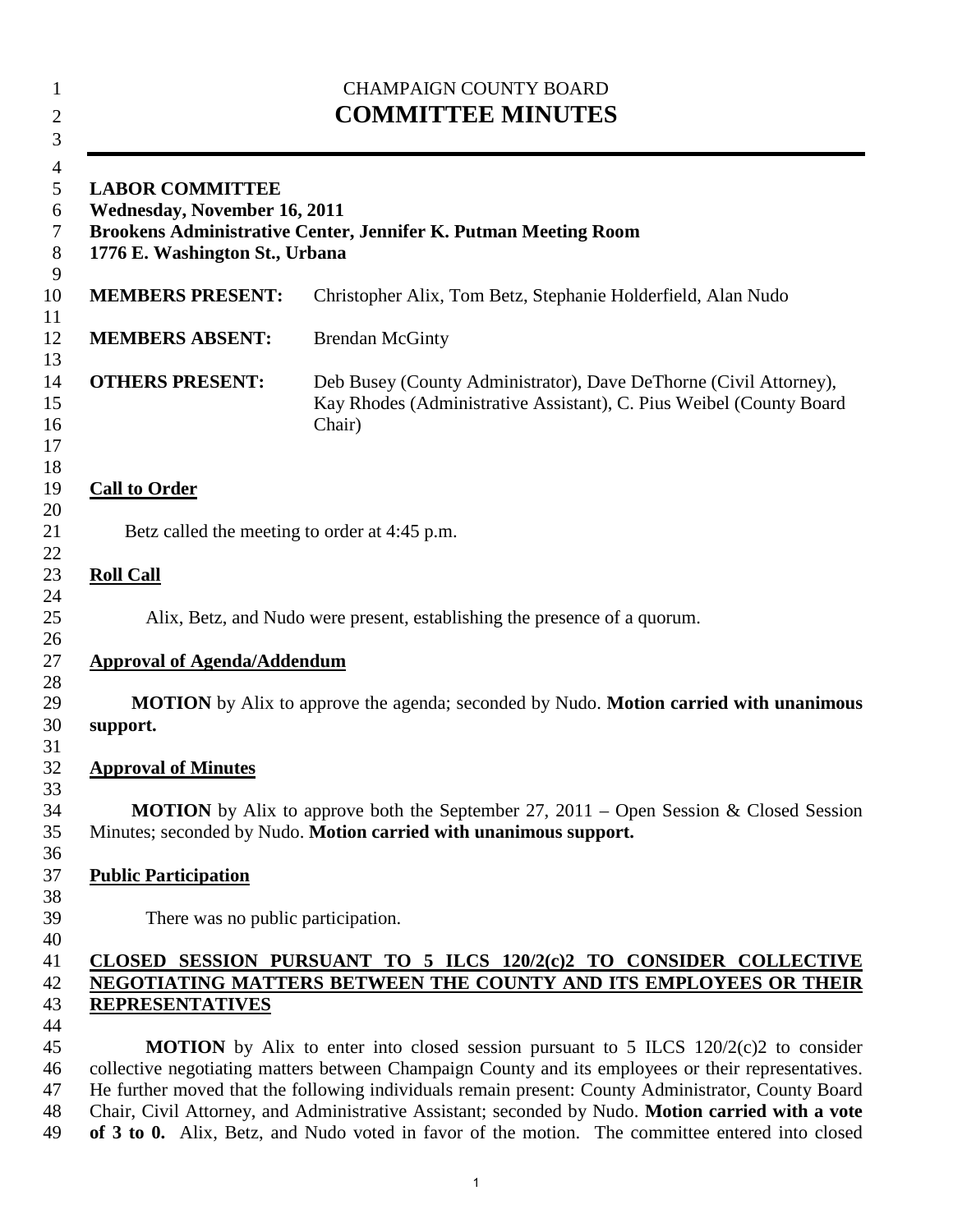CHAMPAIGN COUNTY BOARD

# COMMITTEE MINUTES

**LABOR COMMITTEE**
**Wednesday, November 16, 2011**
**Brookens Administrative Center, Jennifer K. Putman Meeting Room**
**1776 E. Washington St., Urbana**

**MEMBERS PRESENT:** Christopher Alix, Tom Betz, Stephanie Holderfield, Alan Nudo

**MEMBERS ABSENT:** Brendan McGinty

**OTHERS PRESENT:** Deb Busey (County Administrator), Dave DeThorne (Civil Attorney), Kay Rhodes (Administrative Assistant), C. Pius Weibel (County Board Chair)

## Call to Order

Betz called the meeting to order at 4:45 p.m.

## Roll Call

Alix, Betz, and Nudo were present, establishing the presence of a quorum.

## Approval of Agenda/Addendum

**MOTION** by Alix to approve the agenda; seconded by Nudo. **Motion carried with unanimous support.**

## Approval of Minutes

**MOTION** by Alix to approve both the September 27, 2011 – Open Session & Closed Session Minutes; seconded by Nudo. **Motion carried with unanimous support.**

## Public Participation

There was no public participation.

## CLOSED SESSION PURSUANT TO 5 ILCS 120/2(c)2 TO CONSIDER COLLECTIVE NEGOTIATING MATTERS BETWEEN THE COUNTY AND ITS EMPLOYEES OR THEIR REPRESENTATIVES

**MOTION** by Alix to enter into closed session pursuant to 5 ILCS 120/2(c)2 to consider collective negotiating matters between Champaign County and its employees or their representatives. He further moved that the following individuals remain present: County Administrator, County Board Chair, Civil Attorney, and Administrative Assistant; seconded by Nudo. **Motion carried with a vote of 3 to 0.** Alix, Betz, and Nudo voted in favor of the motion. The committee entered into closed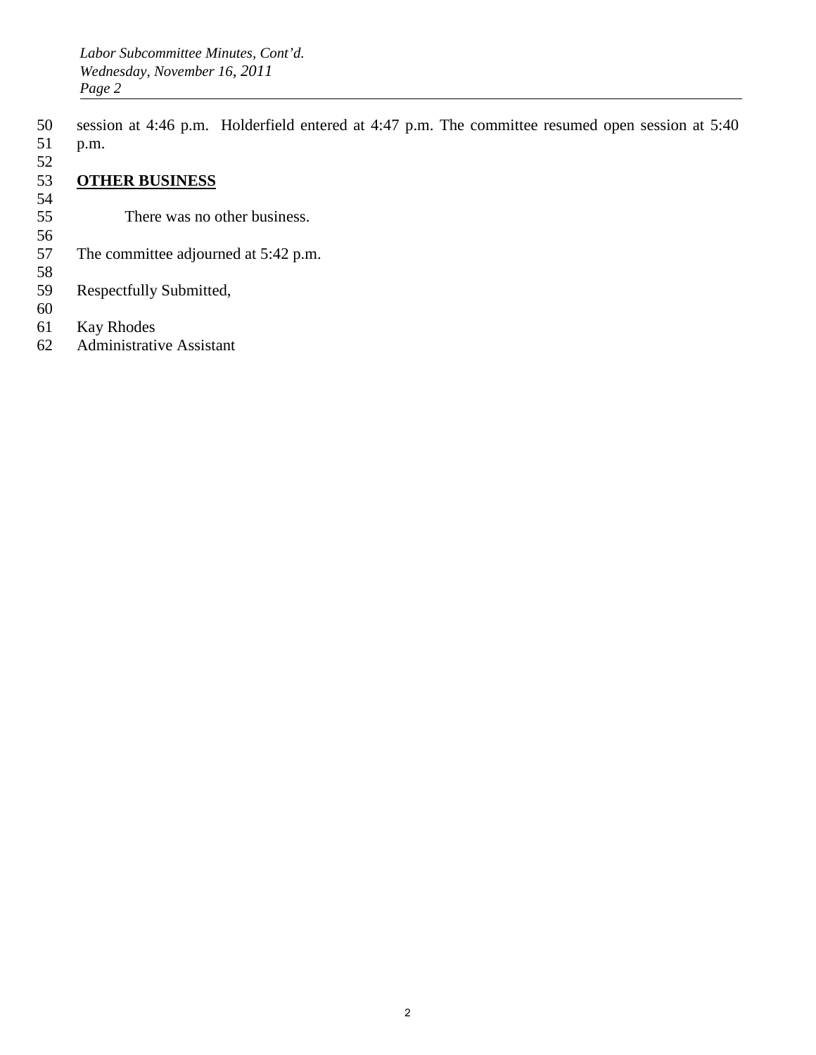session at 4:46 p.m. Holderfield entered at 4:47 p.m. The committee resumed open session at 5:40 p.m.

**OTHER BUSINESS**

There was no other business.

The committee adjourned at 5:42 p.m.

Respectfully Submitted,

Kay Rhodes
Administrative Assistant